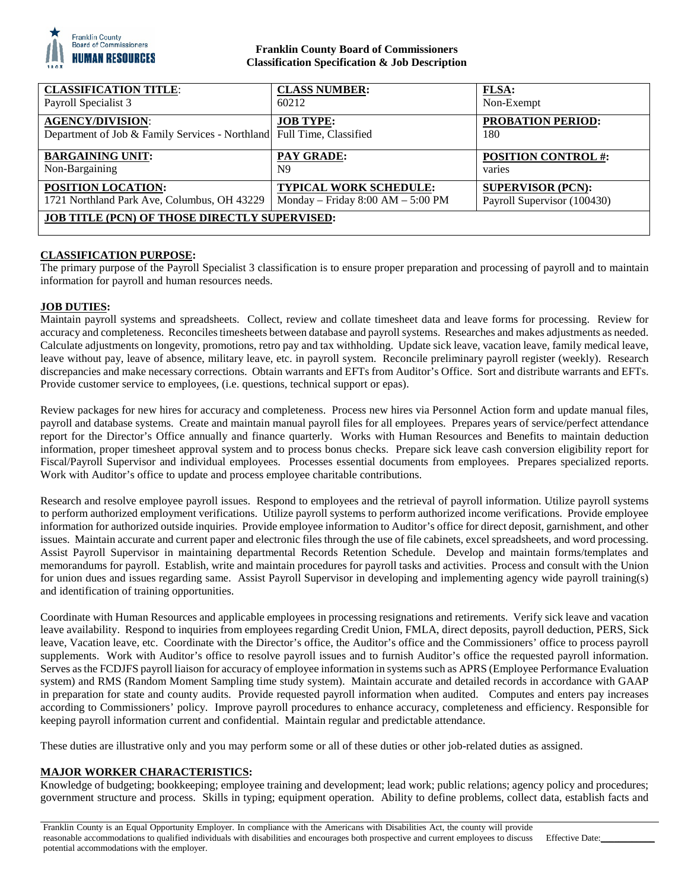**Franklin County Board of Commissioners**
**Classification Specification & Job Description**

| **CLASSIFICATION TITLE**: | **CLASS NUMBER:** | **FLSA:** |
|---|---|---|
| Payroll Specialist 3 | 60212 | Non-Exempt |
| **AGENCY/DIVISION**: | **JOB TYPE:** | **PROBATION PERIOD:** |
| Department of Job & Family Services - Northland | Full Time, Classified | 180 |
| **BARGAINING UNIT:** | **PAY GRADE:** | **POSITION CONTROL #:** |
| Non-Bargaining | N9 | varies |
| **POSITION LOCATION:** | **TYPICAL WORK SCHEDULE:** | **SUPERVISOR (PCN):** |
| 1721 Northland Park Ave, Columbus, OH 43229 | Monday – Friday 8:00 AM – 5:00 PM | Payroll Supervisor (100430) |
| **JOB TITLE (PCN) OF THOSE DIRECTLY SUPERVISED:** | | |

## CLASSIFICATION PURPOSE:

The primary purpose of the Payroll Specialist 3 classification is to ensure proper preparation and processing of payroll and to maintain information for payroll and human resources needs.

## JOB DUTIES:

Maintain payroll systems and spreadsheets. Collect, review and collate timesheet data and leave forms for processing. Review for accuracy and completeness. Reconciles timesheets between database and payroll systems. Researches and makes adjustments as needed. Calculate adjustments on longevity, promotions, retro pay and tax withholding. Update sick leave, vacation leave, family medical leave, leave without pay, leave of absence, military leave, etc. in payroll system. Reconcile preliminary payroll register (weekly). Research discrepancies and make necessary corrections. Obtain warrants and EFTs from Auditor's Office. Sort and distribute warrants and EFTs. Provide customer service to employees, (i.e. questions, technical support or epas).

Review packages for new hires for accuracy and completeness. Process new hires via Personnel Action form and update manual files, payroll and database systems. Create and maintain manual payroll files for all employees. Prepares years of service/perfect attendance report for the Director's Office annually and finance quarterly. Works with Human Resources and Benefits to maintain deduction information, proper timesheet approval system and to process bonus checks. Prepare sick leave cash conversion eligibility report for Fiscal/Payroll Supervisor and individual employees. Processes essential documents from employees. Prepares specialized reports. Work with Auditor's office to update and process employee charitable contributions.

Research and resolve employee payroll issues. Respond to employees and the retrieval of payroll information. Utilize payroll systems to perform authorized employment verifications. Utilize payroll systems to perform authorized income verifications. Provide employee information for authorized outside inquiries. Provide employee information to Auditor's office for direct deposit, garnishment, and other issues. Maintain accurate and current paper and electronic files through the use of file cabinets, excel spreadsheets, and word processing. Assist Payroll Supervisor in maintaining departmental Records Retention Schedule. Develop and maintain forms/templates and memorandums for payroll. Establish, write and maintain procedures for payroll tasks and activities. Process and consult with the Union for union dues and issues regarding same. Assist Payroll Supervisor in developing and implementing agency wide payroll training(s) and identification of training opportunities.

Coordinate with Human Resources and applicable employees in processing resignations and retirements. Verify sick leave and vacation leave availability. Respond to inquiries from employees regarding Credit Union, FMLA, direct deposits, payroll deduction, PERS, Sick leave, Vacation leave, etc. Coordinate with the Director's office, the Auditor's office and the Commissioners' office to process payroll supplements. Work with Auditor's office to resolve payroll issues and to furnish Auditor's office the requested payroll information. Serves as the FCDJFS payroll liaison for accuracy of employee information in systems such as APRS (Employee Performance Evaluation system) and RMS (Random Moment Sampling time study system). Maintain accurate and detailed records in accordance with GAAP in preparation for state and county audits. Provide requested payroll information when audited. Computes and enters pay increases according to Commissioners' policy. Improve payroll procedures to enhance accuracy, completeness and efficiency. Responsible for keeping payroll information current and confidential. Maintain regular and predictable attendance.

These duties are illustrative only and you may perform some or all of these duties or other job-related duties as assigned.

## MAJOR WORKER CHARACTERISTICS:

Knowledge of budgeting; bookkeeping; employee training and development; lead work; public relations; agency policy and procedures; government structure and process. Skills in typing; equipment operation. Ability to define problems, collect data, establish facts and

Franklin County is an Equal Opportunity Employer. In compliance with the Americans with Disabilities Act, the county will provide reasonable accommodations to qualified individuals with disabilities and encourages both prospective and current employees to discuss potential accommodations with the employer. Effective Date:___________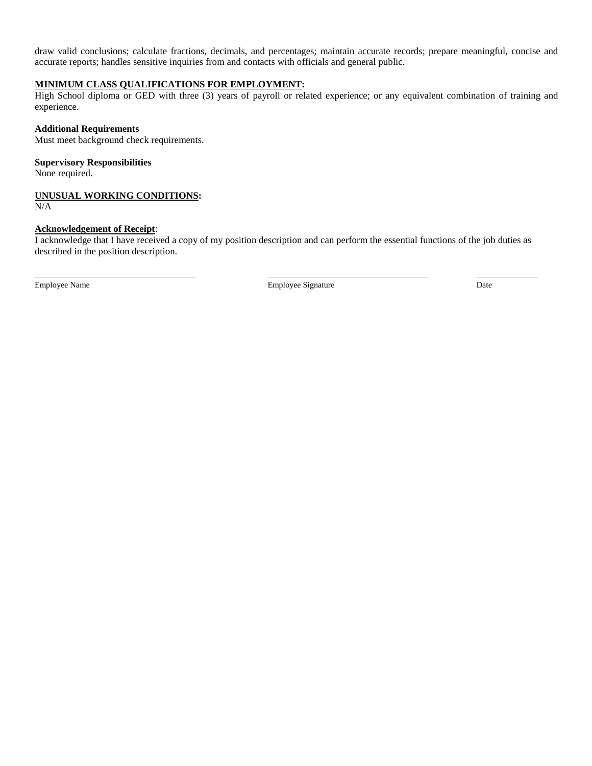draw valid conclusions; calculate fractions, decimals, and percentages; maintain accurate records; prepare meaningful, concise and accurate reports; handles sensitive inquiries from and contacts with officials and general public.

**MINIMUM CLASS QUALIFICATIONS FOR EMPLOYMENT:**

High School diploma or GED with three (3) years of payroll or related experience; or any equivalent combination of training and experience.

**Additional Requirements**

Must meet background check requirements.

**Supervisory Responsibilities**

None required.

**UNUSUAL WORKING CONDITIONS:**

N/A

**Acknowledgement of Receipt**:

I acknowledge that I have received a copy of my position description and can perform the essential functions of the job duties as described in the position description.

| | | |
|---|---|---|
| ___________________________________ | ___________________________________ | ______________ |
| Employee Name | Employee Signature | Date |